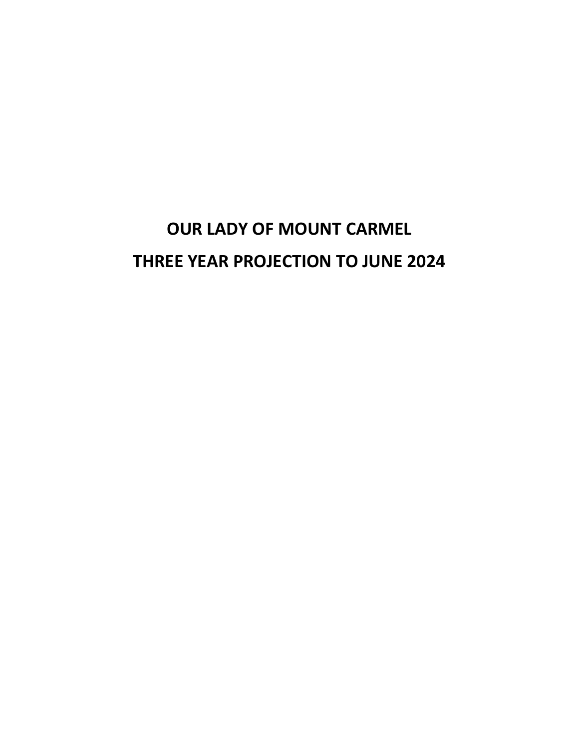# OUR LADY OF MOUNT CARMEL

# THREE YEAR PROJECTION TO JUNE 2024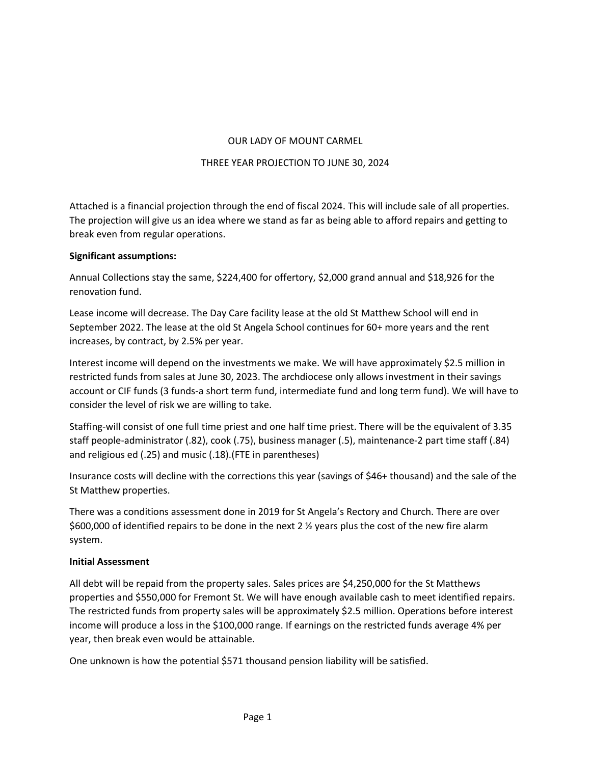# OUR LADY OF MOUNT CARMEL

## THREE YEAR PROJECTION TO JUNE 30, 2024

Attached is a financial projection through the end of fiscal 2024. This will include sale of all properties. The projection will give us an idea where we stand as far as being able to afford repairs and getting to break even from regular operations.

**Significant assumptions:**

Annual Collections stay the same, $224,400 for offertory, $2,000 grand annual and $18,926 for the renovation fund.

Lease income will decrease. The Day Care facility lease at the old St Matthew School will end in September 2022. The lease at the old St Angela School continues for 60+ more years and the rent increases, by contract, by 2.5% per year.

Interest income will depend on the investments we make. We will have approximately $2.5 million in restricted funds from sales at June 30, 2023. The archdiocese only allows investment in their savings account or CIF funds (3 funds-a short term fund, intermediate fund and long term fund). We will have to consider the level of risk we are willing to take.

Staffing-will consist of one full time priest and one half time priest. There will be the equivalent of 3.35 staff people-administrator (.82), cook (.75), business manager (.5), maintenance-2 part time staff (.84) and religious ed (.25) and music (.18).(FTE in parentheses)

Insurance costs will decline with the corrections this year (savings of $46+ thousand) and the sale of the St Matthew properties.

There was a conditions assessment done in 2019 for St Angela's Rectory and Church. There are over $600,000 of identified repairs to be done in the next 2 ½ years plus the cost of the new fire alarm system.

**Initial Assessment**

All debt will be repaid from the property sales. Sales prices are $4,250,000 for the St Matthews properties and $550,000 for Fremont St. We will have enough available cash to meet identified repairs. The restricted funds from property sales will be approximately $2.5 million. Operations before interest income will produce a loss in the $100,000 range. If earnings on the restricted funds average 4% per year, then break even would be attainable.

One unknown is how the potential $571 thousand pension liability will be satisfied.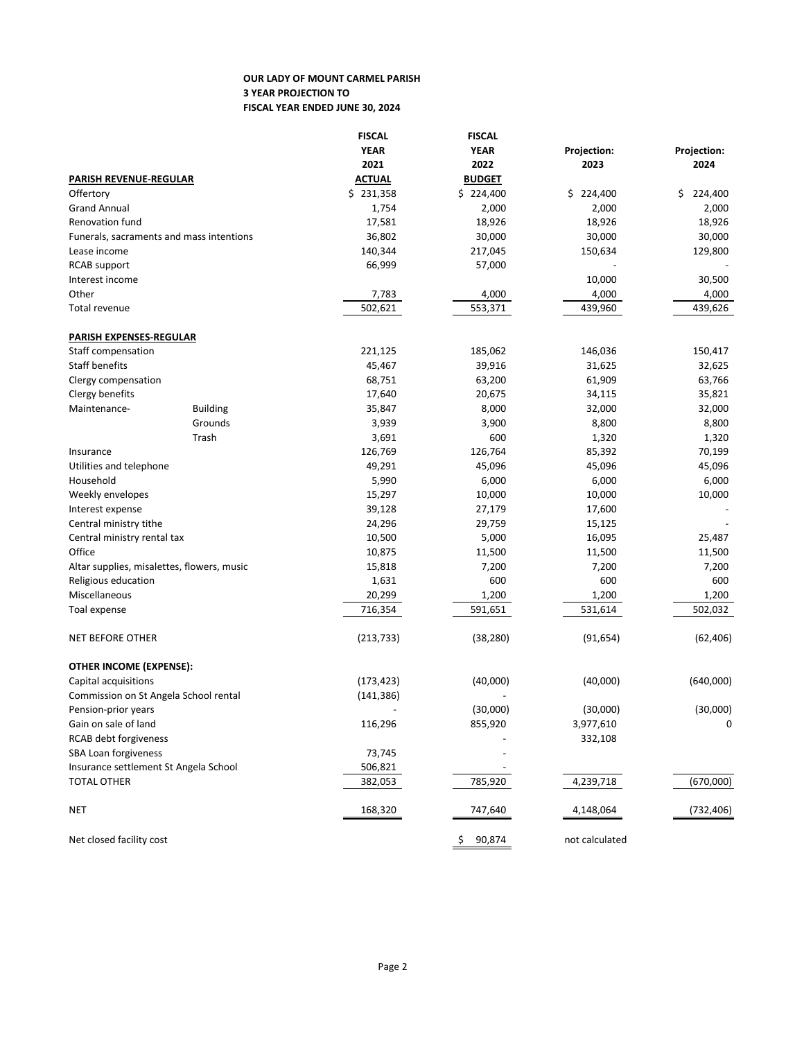**OUR LADY OF MOUNT CARMEL PARISH**
**3 YEAR PROJECTION TO**
**FISCAL YEAR ENDED JUNE 30, 2024**

| | | FISCAL YEAR 2021 ACTUAL | FISCAL YEAR 2022 BUDGET | Projection: 2023 | Projection: 2024 |
|---|---|---|---|---|---|
| **PARISH REVENUE-REGULAR** | | | | | |
| Offertory | | $ 231,358 | $ 224,400 | $ 224,400 | $ 224,400 |
| Grand Annual | | 1,754 | 2,000 | 2,000 | 2,000 |
| Renovation fund | | 17,581 | 18,926 | 18,926 | 18,926 |
| Funerals, sacraments and mass intentions | | 36,802 | 30,000 | 30,000 | 30,000 |
| Lease income | | 140,344 | 217,045 | 150,634 | 129,800 |
| RCAB support | | 66,999 | 57,000 | - | - |
| Interest income | | | | 10,000 | 30,500 |
| Other | | 7,783 | 4,000 | 4,000 | 4,000 |
| Total revenue | | 502,621 | 553,371 | 439,960 | 439,626 |
| **PARISH EXPENSES-REGULAR** | | | | | |
| Staff compensation | | 221,125 | 185,062 | 146,036 | 150,417 |
| Staff benefits | | 45,467 | 39,916 | 31,625 | 32,625 |
| Clergy compensation | | 68,751 | 63,200 | 61,909 | 63,766 |
| Clergy benefits | | 17,640 | 20,675 | 34,115 | 35,821 |
| Maintenance- | Building | 35,847 | 8,000 | 32,000 | 32,000 |
| | Grounds | 3,939 | 3,900 | 8,800 | 8,800 |
| | Trash | 3,691 | 600 | 1,320 | 1,320 |
| Insurance | | 126,769 | 126,764 | 85,392 | 70,199 |
| Utilities and telephone | | 49,291 | 45,096 | 45,096 | 45,096 |
| Household | | 5,990 | 6,000 | 6,000 | 6,000 |
| Weekly envelopes | | 15,297 | 10,000 | 10,000 | 10,000 |
| Interest expense | | 39,128 | 27,179 | 17,600 | - |
| Central ministry tithe | | 24,296 | 29,759 | 15,125 | - |
| Central ministry rental tax | | 10,500 | 5,000 | 16,095 | 25,487 |
| Office | | 10,875 | 11,500 | 11,500 | 11,500 |
| Altar supplies, misalettes, flowers, music | | 15,818 | 7,200 | 7,200 | 7,200 |
| Religious education | | 1,631 | 600 | 600 | 600 |
| Miscellaneous | | 20,299 | 1,200 | 1,200 | 1,200 |
| Toal expense | | 716,354 | 591,651 | 531,614 | 502,032 |
| NET BEFORE OTHER | | (213,733) | (38,280) | (91,654) | (62,406) |
| **OTHER INCOME (EXPENSE):** | | | | | |
| Capital acquisitions | | (173,423) | (40,000) | (40,000) | (640,000) |
| Commission on St Angela School rental | | (141,386) | - | | |
| Pension-prior years | | - | (30,000) | (30,000) | (30,000) |
| Gain on sale of land | | 116,296 | 855,920 | 3,977,610 | 0 |
| RCAB debt forgiveness | | | - | 332,108 | |
| SBA Loan forgiveness | | 73,745 | - | | |
| Insurance settlement St Angela School | | 506,821 | - | | |
| TOTAL OTHER | | 382,053 | 785,920 | 4,239,718 | (670,000) |
| NET | | 168,320 | 747,640 | 4,148,064 | (732,406) |
| Net closed facility cost | | | $ 90,874 | not calculated | |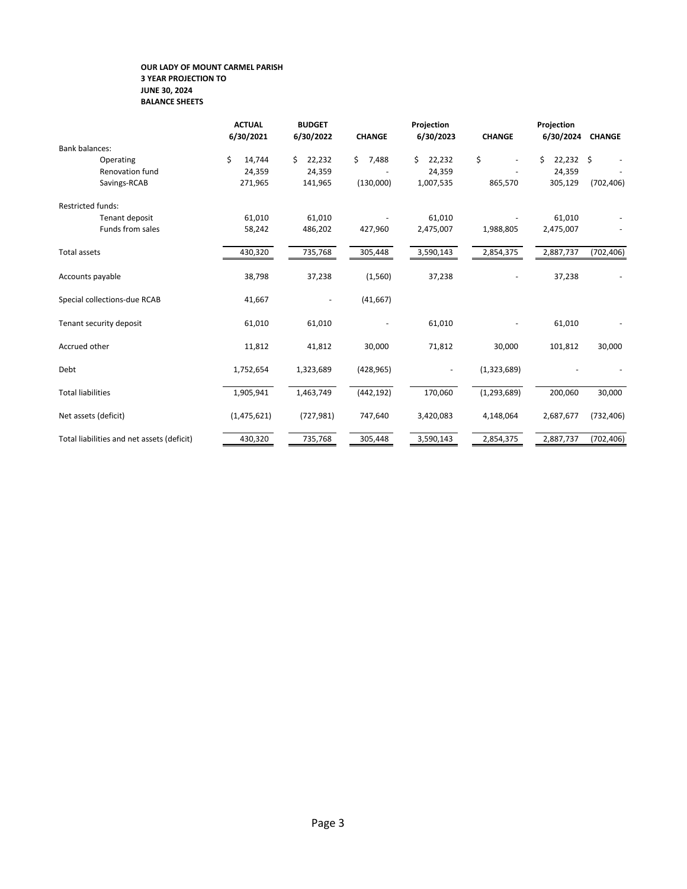**OUR LADY OF MOUNT CARMEL PARISH**
**3 YEAR PROJECTION TO**
**JUNE 30, 2024**
**BALANCE SHEETS**

| | ACTUAL 6/30/2021 | BUDGET 6/30/2022 | CHANGE | Projection 6/30/2023 | CHANGE | Projection 6/30/2024 | CHANGE |
|---|---|---|---|---|---|---|---|
| Bank balances: | | | | | | | |
| Operating | $ 14,744 | $ 22,232 | $ 7,488 | $ 22,232 | $ - | $ 22,232 | $ - |
| Renovation fund | 24,359 | 24,359 | - | 24,359 | - | 24,359 | - |
| Savings-RCAB | 271,965 | 141,965 | (130,000) | 1,007,535 | 865,570 | 305,129 | (702,406) |
| Restricted funds: | | | | | | | |
| Tenant deposit | 61,010 | 61,010 | - | 61,010 | - | 61,010 | - |
| Funds from sales | 58,242 | 486,202 | 427,960 | 2,475,007 | 1,988,805 | 2,475,007 | - |
| Total assets | 430,320 | 735,768 | 305,448 | 3,590,143 | 2,854,375 | 2,887,737 | (702,406) |
| Accounts payable | 38,798 | 37,238 | (1,560) | 37,238 | - | 37,238 | - |
| Special collections-due RCAB | 41,667 | - | (41,667) | | | | |
| Tenant security deposit | 61,010 | 61,010 | - | 61,010 | - | 61,010 | - |
| Accrued other | 11,812 | 41,812 | 30,000 | 71,812 | 30,000 | 101,812 | 30,000 |
| Debt | 1,752,654 | 1,323,689 | (428,965) | - | (1,323,689) | - | - |
| Total liabilities | 1,905,941 | 1,463,749 | (442,192) | 170,060 | (1,293,689) | 200,060 | 30,000 |
| Net assets (deficit) | (1,475,621) | (727,981) | 747,640 | 3,420,083 | 4,148,064 | 2,687,677 | (732,406) |
| Total liabilities and net assets (deficit) | 430,320 | 735,768 | 305,448 | 3,590,143 | 2,854,375 | 2,887,737 | (702,406) |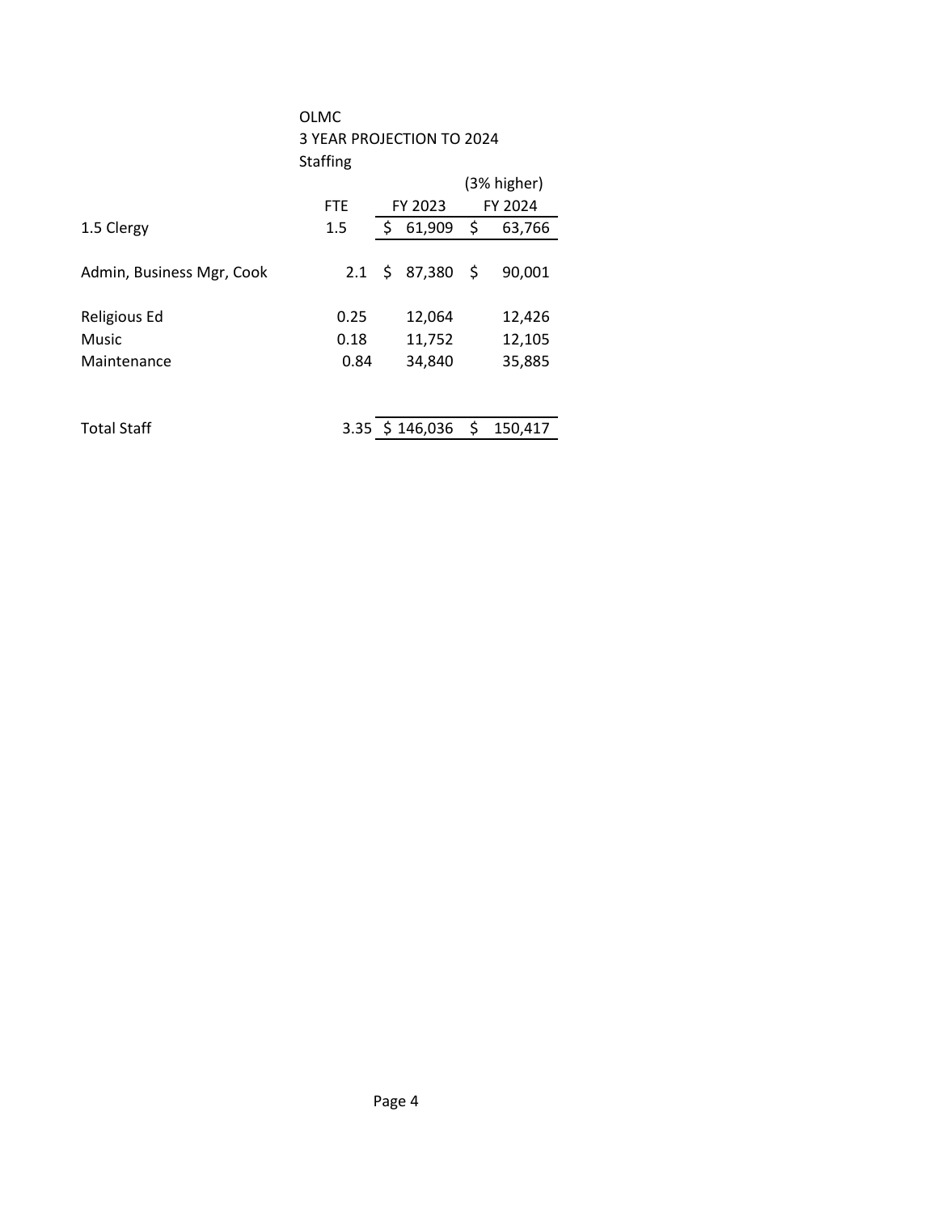OLMC

3 YEAR PROJECTION TO 2024

Staffing

| | FTE | FY 2023 | (3% higher) FY 2024 |
|---|---|---|---|
| 1.5 Clergy | 1.5 | $ 61,909 | $ 63,766 |
| Admin, Business Mgr, Cook | 2.1 | $ 87,380 | $ 90,001 |
| Religious Ed | 0.25 | 12,064 | 12,426 |
| Music | 0.18 | 11,752 | 12,105 |
| Maintenance | 0.84 | 34,840 | 35,885 |
| Total Staff | 3.35 | $ 146,036 | $ 150,417 |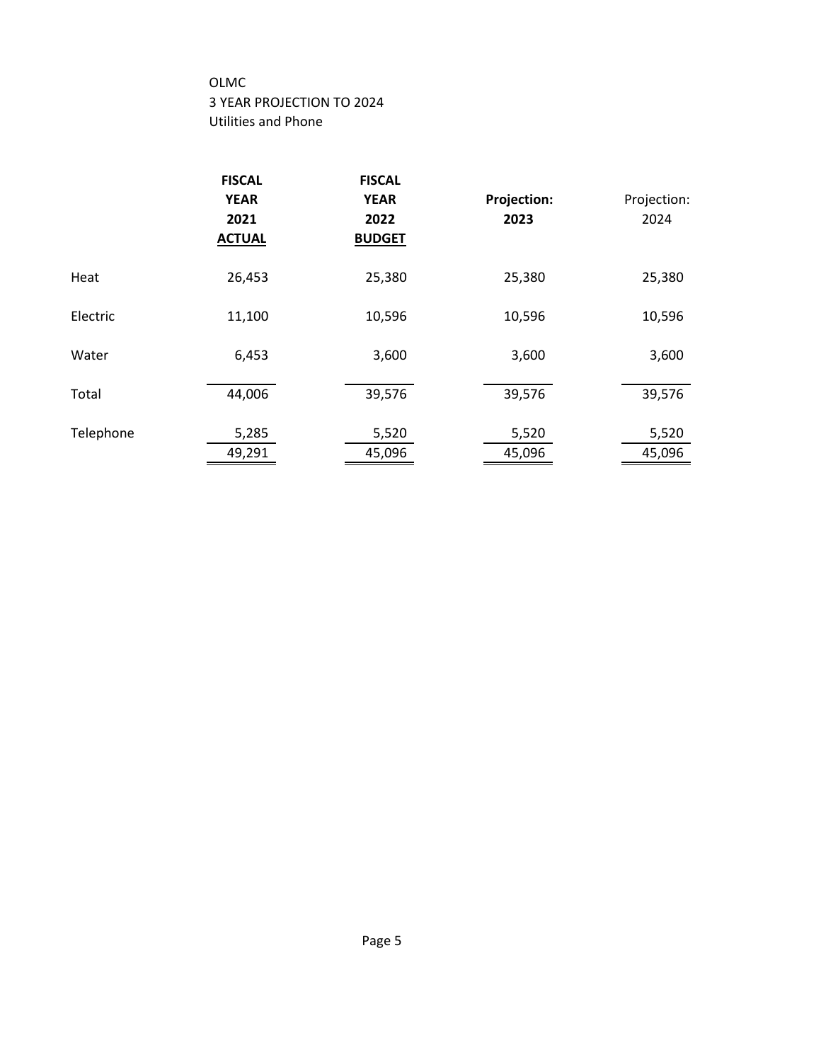OLMC
3 YEAR PROJECTION TO 2024
Utilities and Phone

| | FISCAL YEAR 2021 ACTUAL | FISCAL YEAR 2022 BUDGET | Projection: 2023 | Projection: 2024 |
|---|---|---|---|---|
| Heat | 26,453 | 25,380 | 25,380 | 25,380 |
| Electric | 11,100 | 10,596 | 10,596 | 10,596 |
| Water | 6,453 | 3,600 | 3,600 | 3,600 |
| Total | 44,006 | 39,576 | 39,576 | 39,576 |
| Telephone | 5,285 | 5,520 | 5,520 | 5,520 |
| | 49,291 | 45,096 | 45,096 | 45,096 |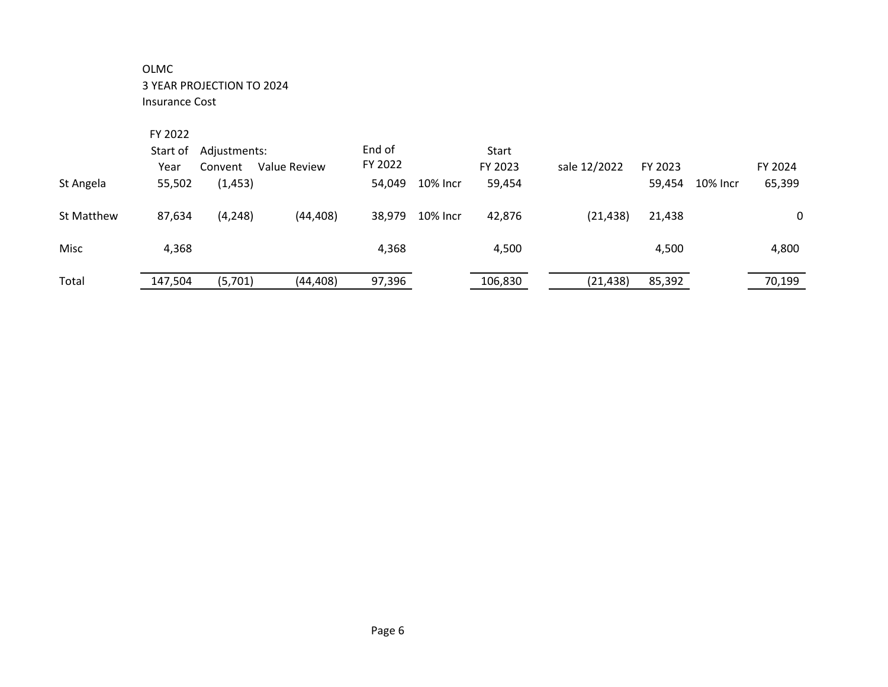OLMC
3 YEAR PROJECTION TO 2024
Insurance Cost

| | FY 2022 Start of Year | Adjustments: Convent | Value Review | End of FY 2022 | | Start FY 2023 | sale 12/2022 | FY 2023 | | FY 2024 |
|---|---|---|---|---|---|---|---|---|---|---|
| St Angela | 55,502 | (1,453) | | 54,049 | 10% Incr | 59,454 | | 59,454 | 10% Incr | 65,399 |
| St Matthew | 87,634 | (4,248) | (44,408) | 38,979 | 10% Incr | 42,876 | (21,438) | 21,438 | | 0 |
| Misc | 4,368 | | | 4,368 | | 4,500 | | 4,500 | | 4,800 |
| Total | 147,504 | (5,701) | (44,408) | 97,396 | | 106,830 | (21,438) | 85,392 | | 70,199 |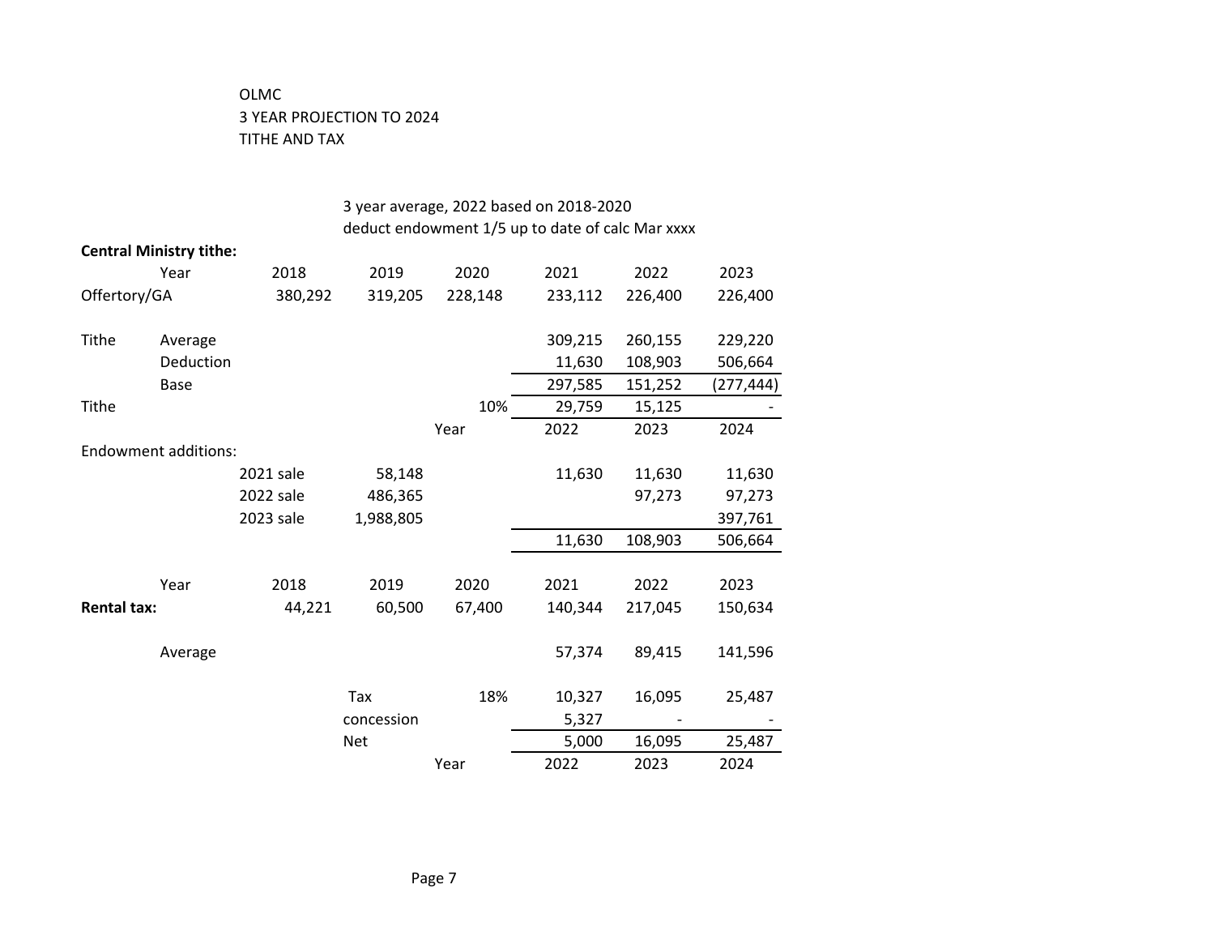OLMC
3 YEAR PROJECTION TO 2024
TITHE AND TAX

3 year average, 2022 based on 2018-2020
deduct endowment 1/5 up to date of calc Mar xxxx

**Central Ministry tithe:**

| | | | | | | | |
|---|---|---|---|---|---|---|---|
| | Year | 2018 | 2019 | 2020 | 2021 | 2022 | 2023 |
| Offertory/GA | | 380,292 | 319,205 | 228,148 | 233,112 | 226,400 | 226,400 |
| | | | | | | | |
| Tithe | Average | | | | 309,215 | 260,155 | 229,220 |
| | Deduction | | | | 11,630 | 108,903 | 506,664 |
| | Base | | | | 297,585 | 151,252 | (277,444) |
| Tithe | | | | 10% | 29,759 | 15,125 | - |
| | | | | Year | 2022 | 2023 | 2024 |
| Endowment additions: | | | | | | | |
| | | 2021 sale | 58,148 | | 11,630 | 11,630 | 11,630 |
| | | 2022 sale | 486,365 | | | 97,273 | 97,273 |
| | | 2023 sale | 1,988,805 | | | | 397,761 |
| | | | | | 11,630 | 108,903 | 506,664 |

| | | | | | | | |
|---|---|---|---|---|---|---|---|
| | Year | 2018 | 2019 | 2020 | 2021 | 2022 | 2023 |
| **Rental tax:** | | 44,221 | 60,500 | 67,400 | 140,344 | 217,045 | 150,634 |
| | | | | | | | |
| | Average | | | | 57,374 | 89,415 | 141,596 |
| | | | | | | | |
| | | | Tax | 18% | 10,327 | 16,095 | 25,487 |
| | | | concession | | 5,327 | - | - |
| | | | Net | | 5,000 | 16,095 | 25,487 |
| | | | | Year | 2022 | 2023 | 2024 |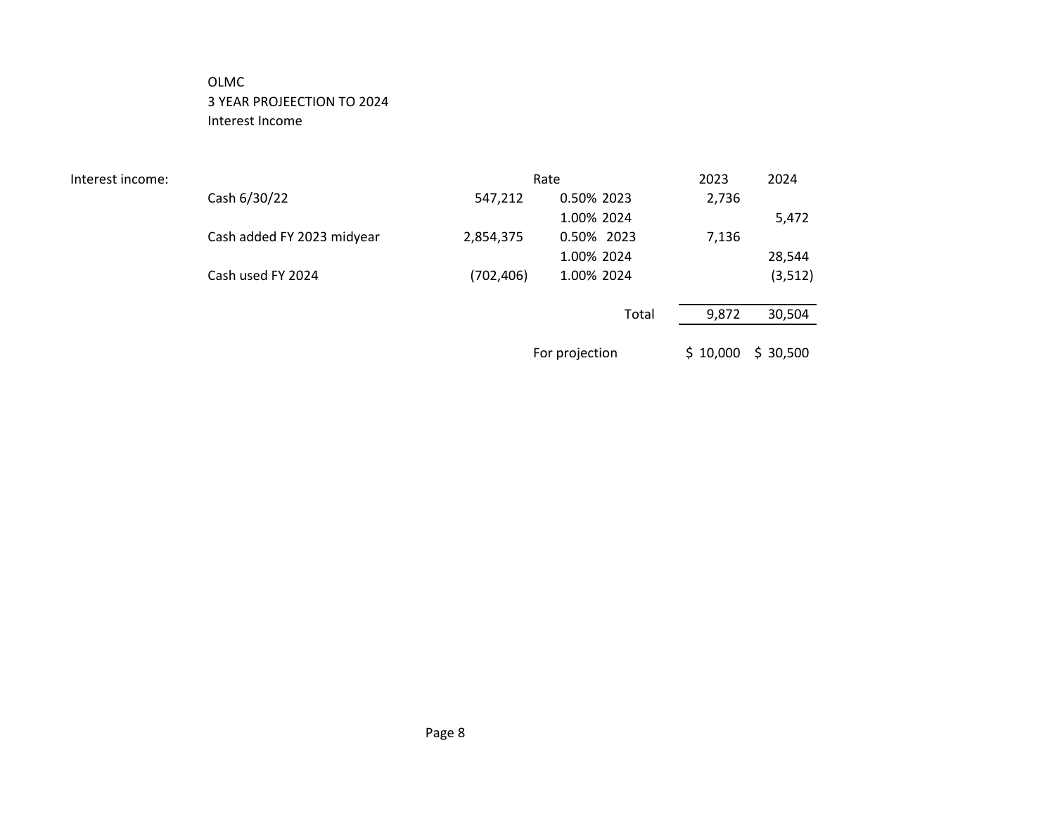OLMC

3 YEAR PROJEECTION TO 2024

Interest Income

| | | | Rate | | 2023 | 2024 |
|---|---|---|---|---|---|---|
| Interest income: | Cash 6/30/22 | 547,212 | 0.50% | 2023 | 2,736 | |
| | | | 1.00% | 2024 | | 5,472 |
| | Cash added FY 2023 midyear | 2,854,375 | 0.50% | 2023 | 7,136 | |
| | | | 1.00% | 2024 | | 28,544 |
| | Cash used FY 2024 | (702,406) | 1.00% | 2024 | | (3,512) |
| | | | | Total | 9,872 | 30,504 |
| | | | For projection | | $ 10,000 | $ 30,500 |